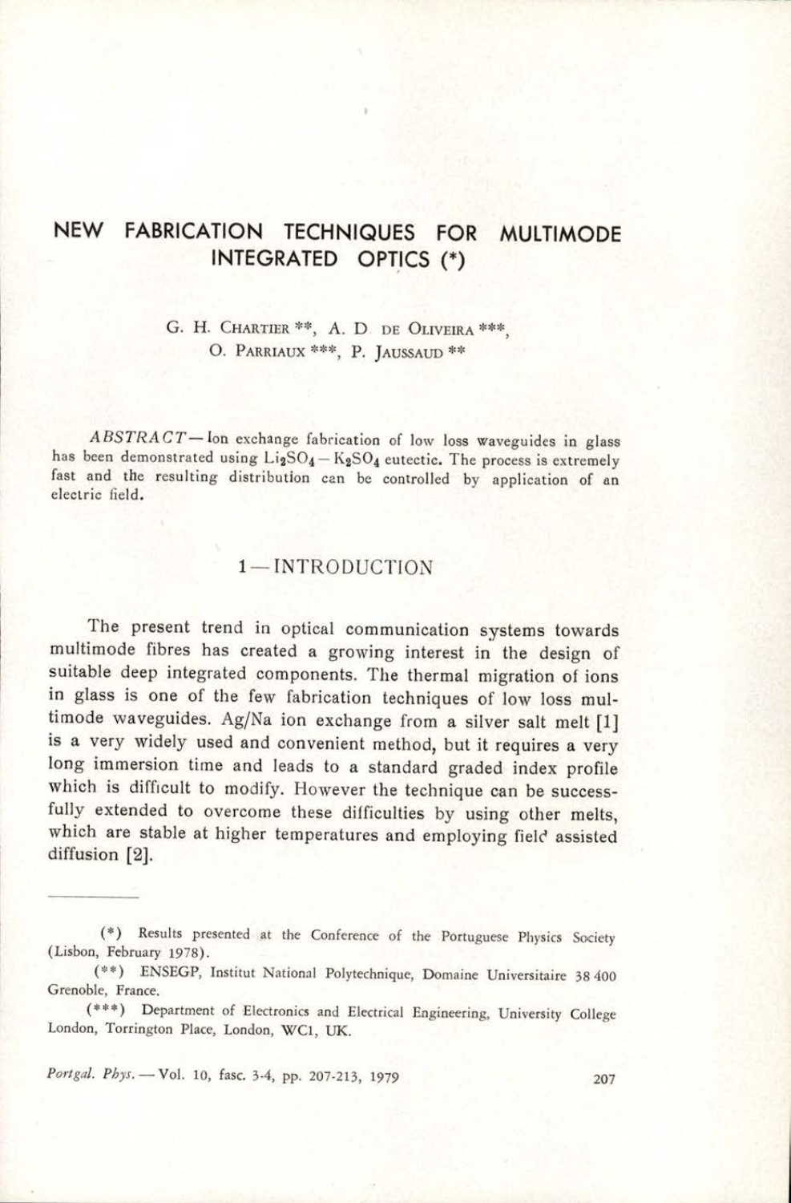# NEW FABRICATION TECHNIQUES FOR MULTIMODE INTEGRATED OPTICS (*)

G. H. CHARTIER **, A. D. DE OLIVEIRA ***, O. PARRIAUX ***, P. JAUSSAUD **

*ABSTRACT* — Ion exchange fabrication of low loss waveguides in glass has been demonstrated using $Li_2SO_4 - K_2SO_4$ eutectic. The process is extremely fast and the resulting distribution can be controlled by application of an electric field.

## 1 — INTRODUCTION

The present trend in optical communication systems towards multimode fibres has created a growing interest in the design of suitable deep integrated components. The thermal migration of ions in glass is one of the few fabrication techniques of low loss multimode waveguides. Ag/Na ion exchange from a silver salt melt [1] is a very widely used and convenient method, but it requires a very long immersion time and leads to a standard graded index profile which is difficult to modify. However the technique can be successfully extended to overcome these difficulties by using other melts, which are stable at higher temperatures and employing field assisted diffusion [2].

---

(*) Results presented at the Conference of the Portuguese Physics Society (Lisbon, February 1978).

(**) ENSEGP, Institut National Polytechnique, Domaine Universitaire 38 400 Grenoble, France.

(***) Department of Electronics and Electrical Engineering, University College London, Torrington Place, London, WC1, UK.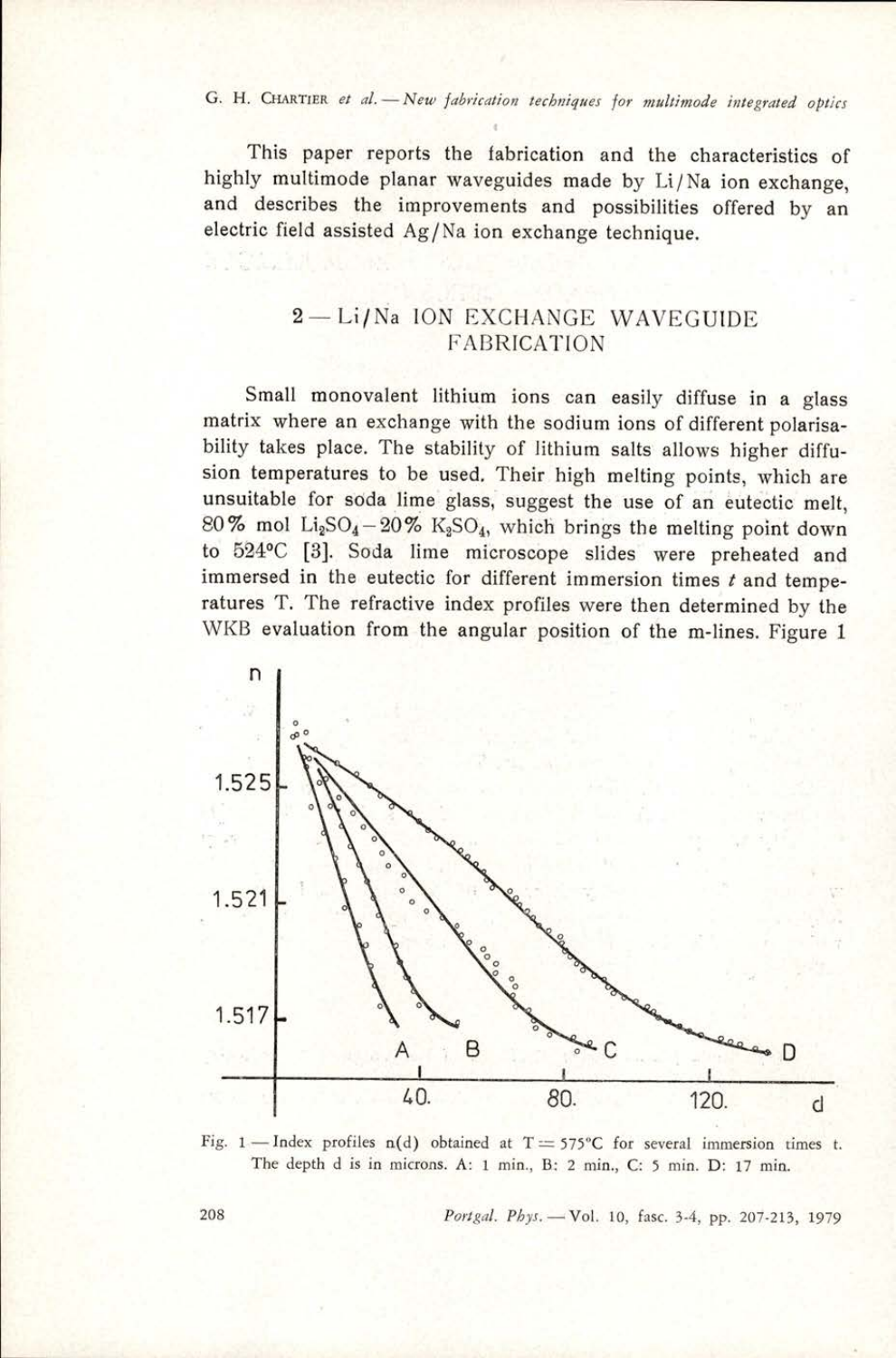This paper reports the fabrication and the characteristics of highly multimode planar waveguides made by Li/Na ion exchange, and describes the improvements and possibilities offered by an electric field assisted Ag/Na ion exchange technique.

## 2 — Li/Na ION EXCHANGE WAVEGUIDE FABRICATION

Small monovalent lithium ions can easily diffuse in a glass matrix where an exchange with the sodium ions of different polarisability takes place. The stability of lithium salts allows higher diffusion temperatures to be used. Their high melting points, which are unsuitable for soda lime glass, suggest the use of an eutectic melt, 80% mol $Li_2SO_4$ – 20% $K_2SO_4$, which brings the melting point down to 524°C [3]. Soda lime microscope slides were preheated and immersed in the eutectic for different immersion times $t$ and temperatures T. The refractive index profiles were then determined by the WKB evaluation from the angular position of the m-lines. Figure 1

Fig. 1 — Index profiles n(d) obtained at T = 575°C for several immersion times t. The depth d is in microns. A: 1 min., B: 2 min., C: 5 min. D: 17 min.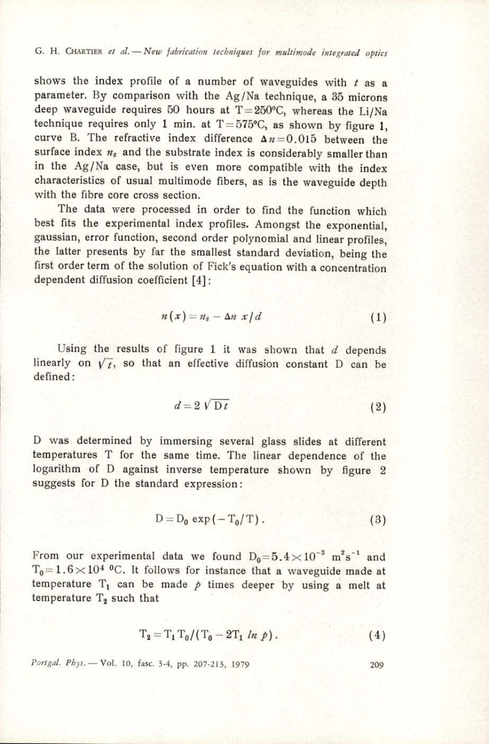shows the index profile of a number of waveguides with $t$ as a parameter. By comparison with the Ag/Na technique, a 35 microns deep waveguide requires 50 hours at $T=250°C$, whereas the Li/Na technique requires only 1 min. at $T=575°C$, as shown by figure 1, curve B. The refractive index difference $\Delta n=0.015$ between the surface index $n_s$ and the substrate index is considerably smaller than in the Ag/Na case, but is even more compatible with the index characteristics of usual multimode fibers, as is the waveguide depth with the fibre core cross section.

The data were processed in order to find the function which best fits the experimental index profiles. Amongst the exponential, gaussian, error function, second order polynomial and linear profiles, the latter presents by far the smallest standard deviation, being the first order term of the solution of Fick's equation with a concentration dependent diffusion coefficient [4]:

$$n(x) = n_s - \Delta n \; x/d \tag{1}$$

Using the results of figure 1 it was shown that $d$ depends linearly on $\sqrt{t}$, so that an effective diffusion constant D can be defined:

$$d = 2\sqrt{Dt} \tag{2}$$

D was determined by immersing several glass slides at different temperatures T for the same time. The linear dependence of the logarithm of D against inverse temperature shown by figure 2 suggests for D the standard expression:

$$D = D_0 \exp(-T_0/T) . \tag{3}$$

From our experimental data we found $D_0 = 5.4 \times 10^{-3}$ $m^2 s^{-1}$ and $T_0 = 1.6 \times 10^4$ °C. It follows for instance that a waveguide made at temperature $T_1$ can be made $p$ times deeper by using a melt at temperature $T_2$ such that

$$T_2 = T_1 T_0 / (T_0 - 2T_1 \ln p) . \tag{4}$$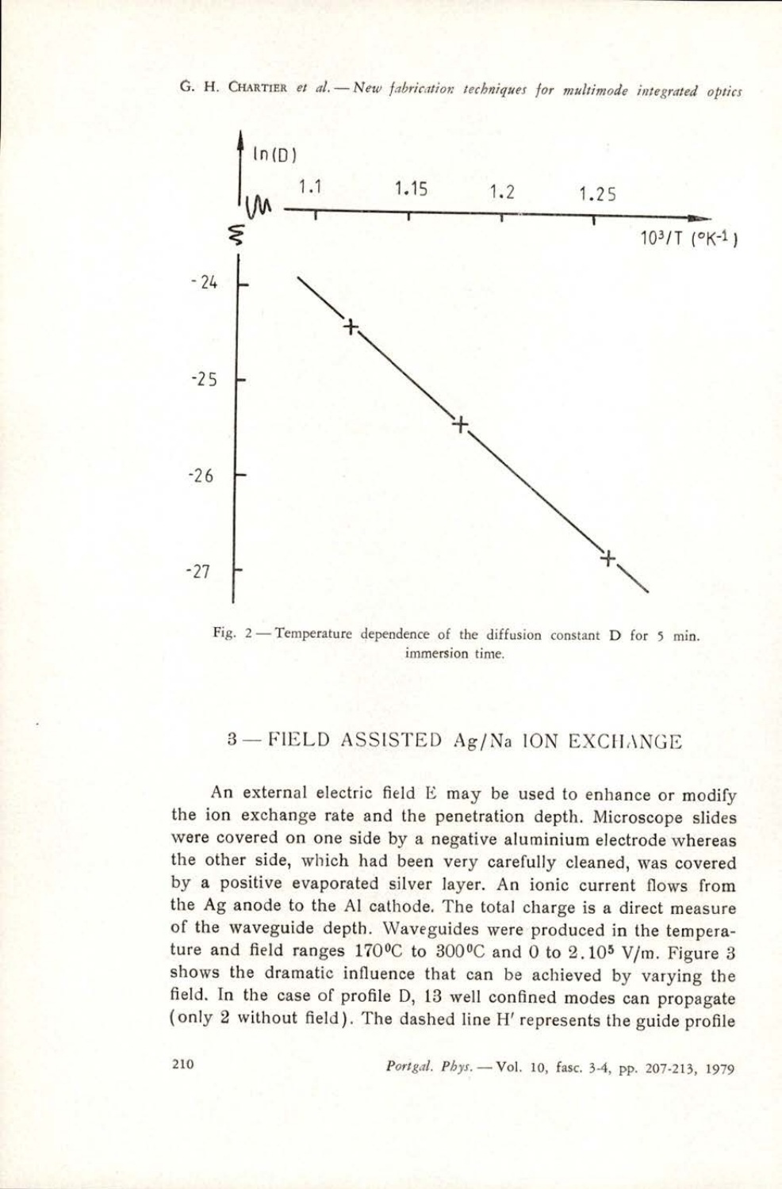Fig. 2 — Temperature dependence of the diffusion constant D for 5 min. immersion time.

## 3 — FIELD ASSISTED Ag/Na ION EXCHANGE

An external electric field E may be used to enhance or modify the ion exchange rate and the penetration depth. Microscope slides were covered on one side by a negative aluminium electrode whereas the other side, which had been very carefully cleaned, was covered by a positive evaporated silver layer. An ionic current flows from the Ag anode to the Al cathode. The total charge is a direct measure of the waveguide depth. Waveguides were produced in the temperature and field ranges 170°C to 300°C and 0 to $2.10^5$ V/m. Figure 3 shows the dramatic influence that can be achieved by varying the field. In the case of profile D, 13 well confined modes can propagate (only 2 without field). The dashed line H′ represents the guide profile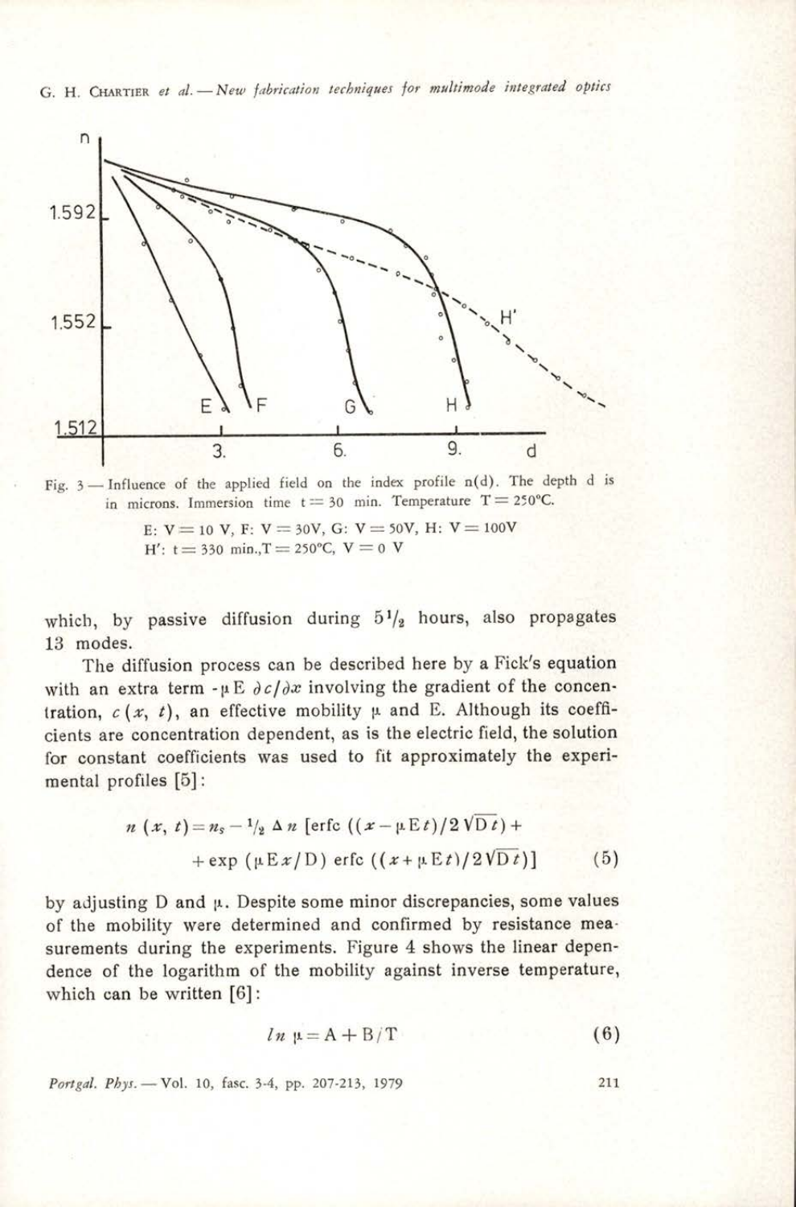Fig. 3 — Influence of the applied field on the index profile n(d). The depth d is in microns. Immersion time $t = 30$ min. Temperature $T = 250°C$.

E: $V = 10$ V, F: $V = 30$V, G: $V = 50$V, H: $V = 100$V

H′: $t = 330$ min., $T = 250°C$, $V = 0$ V

which, by passive diffusion during $5^1/_2$ hours, also propagates 13 modes.

The diffusion process can be described here by a Fick's equation with an extra term $-\mu E\, \partial c/\partial x$ involving the gradient of the concentration, $c(x, t)$, an effective mobility $\mu$ and E. Although its coefficients are concentration dependent, as is the electric field, the solution for constant coefficients was used to fit approximately the experimental profiles [5]:

$$n(x, t) = n_s - {}^1/_2\, \Delta n\, [\operatorname{erfc}\,((x - \mu E t)/2\sqrt{Dt}) + \exp\,(\mu E x/D)\, \operatorname{erfc}\,((x + \mu E t)/2\sqrt{Dt})] \qquad (5)$$

by adjusting D and $\mu$. Despite some minor discrepancies, some values of the mobility were determined and confirmed by resistance measurements during the experiments. Figure 4 shows the linear dependence of the logarithm of the mobility against inverse temperature, which can be written [6]:

$$ln\, \mu = A + B/T \qquad (6)$$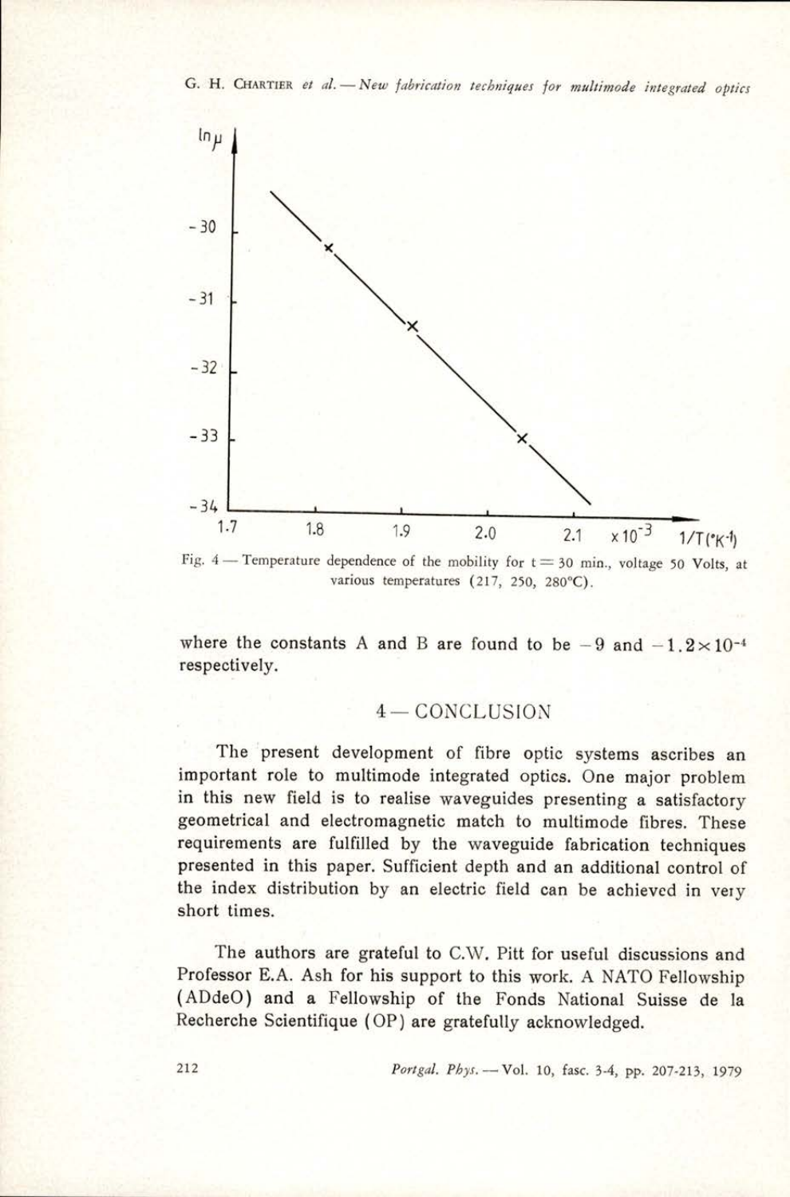Fig. 4 — Temperature dependence of the mobility for $t = 30$ min., voltage 50 Volts, at various temperatures (217, 250, 280°C).

where the constants A and B are found to be $-9$ and $-1.2 \times 10^{-4}$ respectively.

## 4 — CONCLUSION

The present development of fibre optic systems ascribes an important role to multimode integrated optics. One major problem in this new field is to realise waveguides presenting a satisfactory geometrical and electromagnetic match to multimode fibres. These requirements are fulfilled by the waveguide fabrication techniques presented in this paper. Sufficient depth and an additional control of the index distribution by an electric field can be achieved in very short times.

The authors are grateful to C.W. Pitt for useful discussions and Professor E.A. Ash for his support to this work. A NATO Fellowship (ADdeO) and a Fellowship of the Fonds National Suisse de la Recherche Scientifique (OP) are gratefully acknowledged.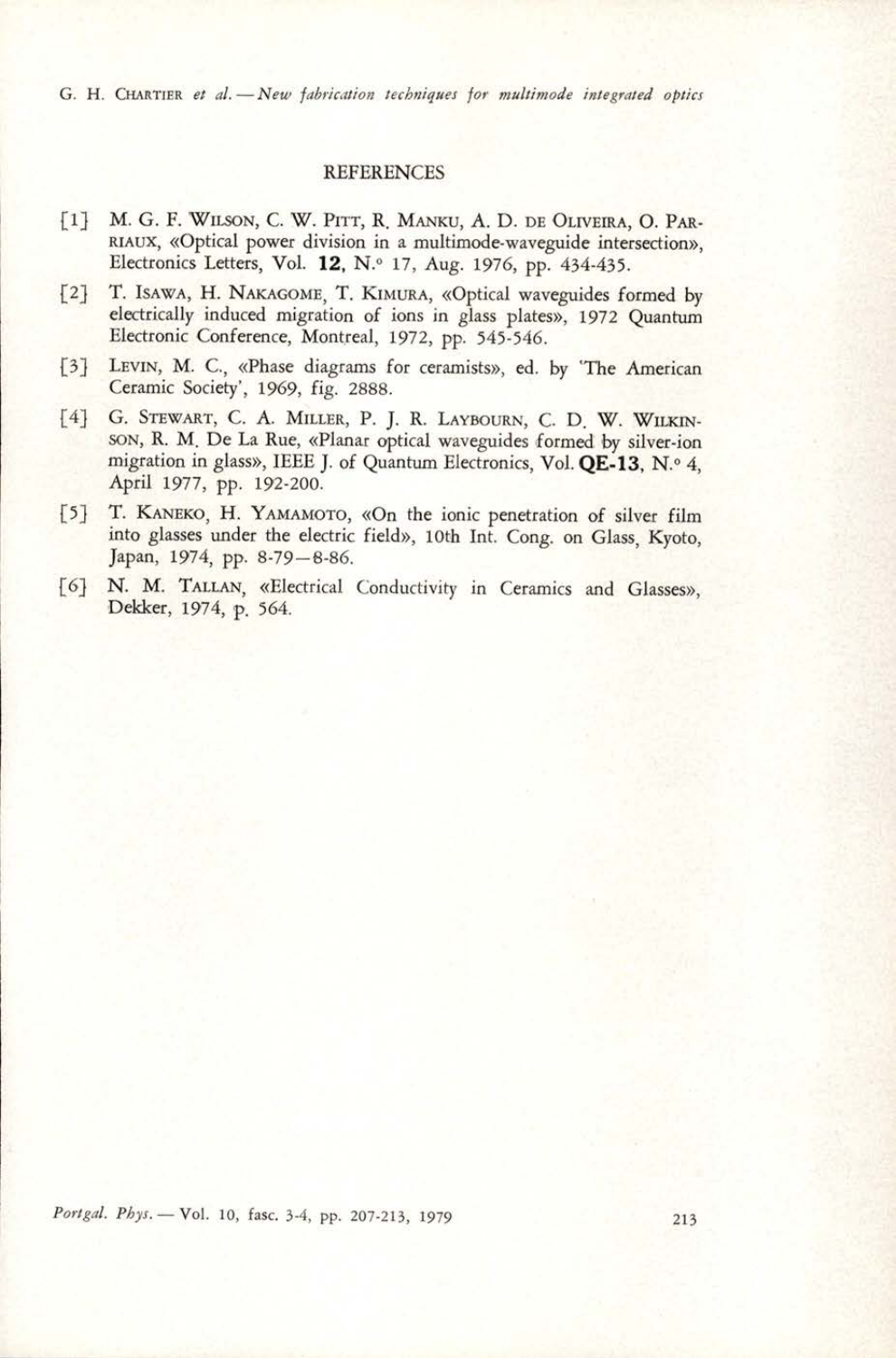## REFERENCES

[1] M. G. F. Wilson, C. W. Pitt, R. Manku, A. D. de Oliveira, O. Parriaux, «Optical power division in a multimode-waveguide intersection», Electronics Letters, Vol. **12**, N.° 17, Aug. 1976, pp. 434-435.

[2] T. Isawa, H. Nakagome, T. Kimura, «Optical waveguides formed by electrically induced migration of ions in glass plates», 1972 Quantum Electronic Conference, Montreal, 1972, pp. 545-546.

[3] Levin, M. C., «Phase diagrams for ceramists», ed. by 'The American Ceramic Society', 1969, fig. 2888.

[4] G. Stewart, C. A. Miller, P. J. R. Laybourn, C. D. W. Wilkinson, R. M. De La Rue, «Planar optical waveguides formed by silver-ion migration in glass», IEEE J. of Quantum Electronics, Vol. **QE-13**, N.° 4, April 1977, pp. 192-200.

[5] T. Kaneko, H. Yamamoto, «On the ionic penetration of silver film into glasses under the electric field», 10th Int. Cong. on Glass, Kyoto, Japan, 1974, pp. 8-79–8-86.

[6] N. M. Tallan, «Electrical Conductivity in Ceramics and Glasses», Dekker, 1974, p. 564.